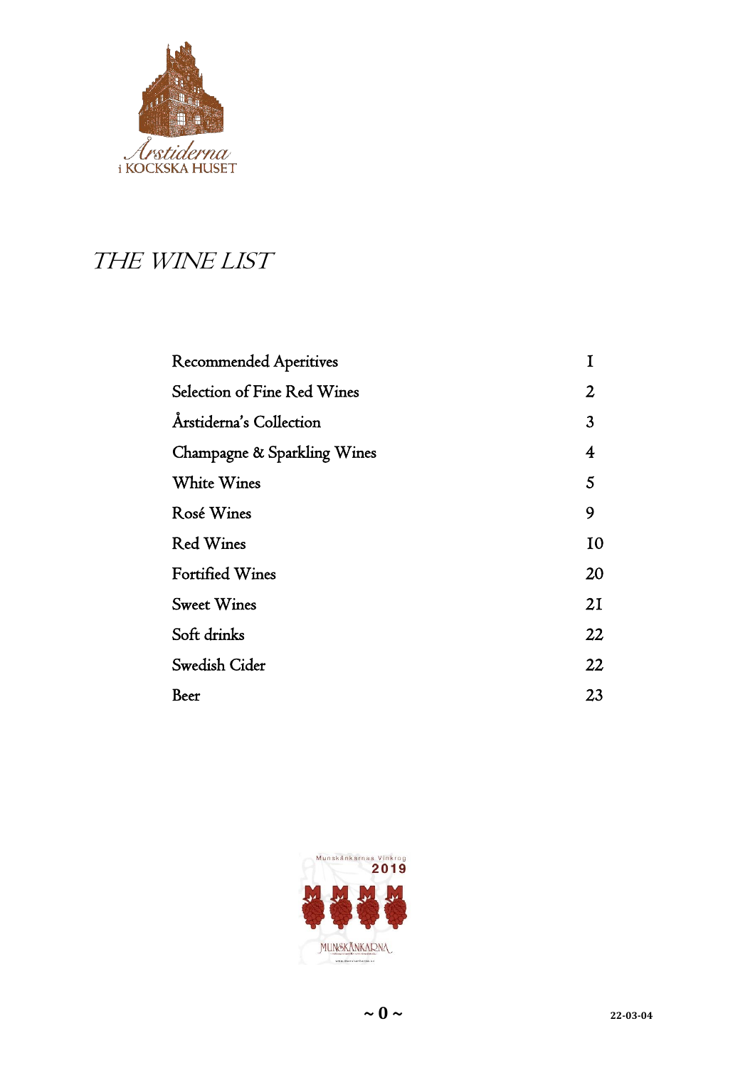Årstiderna
i KOCKSKA HUSET

# THE WINE LIST

| | |
|---|---|
| Recommended Aperitives | 1 |
| Selection of Fine Red Wines | 2 |
| Årstiderna's Collection | 3 |
| Champagne & Sparkling Wines | 4 |
| White Wines | 5 |
| Rosé Wines | 9 |
| Red Wines | 10 |
| Fortified Wines | 20 |
| Sweet Wines | 21 |
| Soft drinks | 22 |
| Swedish Cider | 22 |
| Beer | 23 |

Munskänkarnas Vinkrog 2019

MUNSKÄNKARNA

22-03-04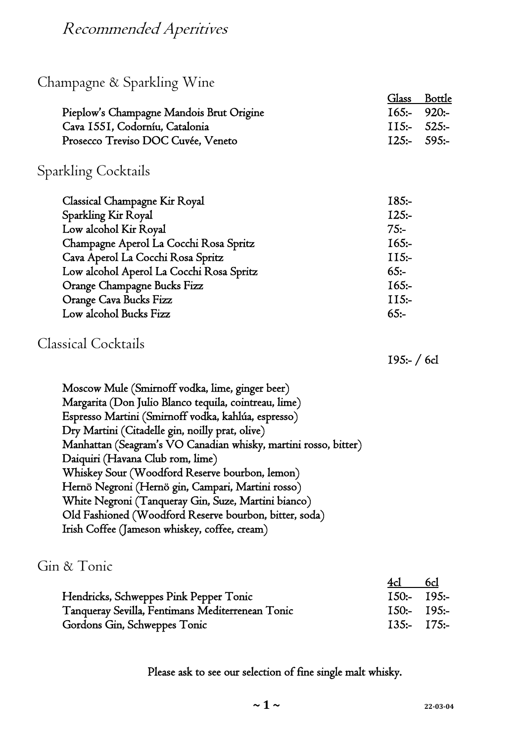# *Recommended Aperitives*

## Champagne & Sparkling Wine

| | Glass | Bottle |
|---|---|---|
| Pieplow's Champagne Mandois Brut Origine | 165:- | 920:- |
| Cava 1551, Codorníu, Catalonia | 115:- | 525:- |
| Prosecco Treviso DOC Cuvée, Veneto | 125:- | 595:- |

## Sparkling Cocktails

| | |
|---|---|
| Classical Champagne Kir Royal | 185:- |
| Sparkling Kir Royal | 125:- |
| Low alcohol Kir Royal | 75:- |
| Champagne Aperol La Cocchi Rosa Spritz | 165:- |
| Cava Aperol La Cocchi Rosa Spritz | 115:- |
| Low alcohol Aperol La Cocchi Rosa Spritz | 65:- |
| Orange Champagne Bucks Fizz | 165:- |
| Orange Cava Bucks Fizz | 115:- |
| Low alcohol Bucks Fizz | 65:- |

## Classical Cocktails

195:- / 6cl

Moscow Mule (Smirnoff vodka, lime, ginger beer)
Margarita (Don Julio Blanco tequila, cointreau, lime)
Espresso Martini (Smirnoff vodka, kahlúa, espresso)
Dry Martini (Citadelle gin, noilly prat, olive)
Manhattan (Seagram's VO Canadian whisky, martini rosso, bitter)
Daiquiri (Havana Club rom, lime)
Whiskey Sour (Woodford Reserve bourbon, lemon)
Hernö Negroni (Hernö gin, Campari, Martini rosso)
White Negroni (Tanqueray Gin, Suze, Martini bianco)
Old Fashioned (Woodford Reserve bourbon, bitter, soda)
Irish Coffee (Jameson whiskey, coffee, cream)

## Gin & Tonic

| | 4cl | 6cl |
|---|---|---|
| Hendricks, Schweppes Pink Pepper Tonic | 150:- | 195:- |
| Tanqueray Sevilla, Fentimans Mediterrenean Tonic | 150:- | 195:- |
| Gordons Gin, Schweppes Tonic | 135:- | 175:- |

Please ask to see our selection of fine single malt whisky.

22-03-04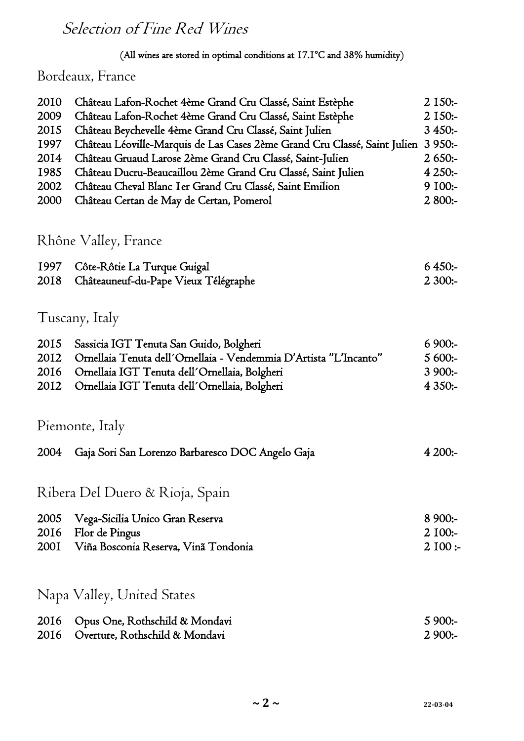# *Selection of Fine Red Wines*

(All wines are stored in optimal conditions at 17.1°C and 38% humidity)

## Bordeaux, France

| | | |
|---|---|---|
| 2010 | Château Lafon-Rochet 4ème Grand Cru Classé, Saint Estèphe | 2 150:- |
| 2009 | Château Lafon-Rochet 4ème Grand Cru Classé, Saint Estèphe | 2 150:- |
| 2015 | Château Beychevelle 4ème Grand Cru Classé, Saint Julien | 3 450:- |
| 1997 | Château Léoville-Marquis de Las Cases 2ème Grand Cru Classé, Saint Julien | 3 950:- |
| 2014 | Château Gruaud Larose 2ème Grand Cru Classé, Saint-Julien | 2 650:- |
| 1985 | Château Ducru-Beaucaillou 2ème Grand Cru Classé, Saint Julien | 4 250:- |
| 2002 | Château Cheval Blanc 1er Grand Cru Classé, Saint Emilion | 9 100:- |
| 2000 | Château Certan de May de Certan, Pomerol | 2 800:- |

## Rhône Valley, France

| | | |
|---|---|---|
| 1997 | Côte-Rôtie La Turque Guigal | 6 450:- |
| 2018 | Châteauneuf-du-Pape Vieux Télégraphe | 2 300:- |

## Tuscany, Italy

| | | |
|---|---|---|
| 2015 | Sassicia IGT Tenuta San Guido, Bolgheri | 6 900:- |
| 2012 | Ornellaia Tenuta dell´Ornellaia - Vendemmia D'Artista "L'Incanto" | 5 600:- |
| 2016 | Ornellaia IGT Tenuta dell´Ornellaia, Bolgheri | 3 900:- |
| 2012 | Ornellaia IGT Tenuta dell´Ornellaia, Bolgheri | 4 350:- |

## Piemonte, Italy

| | | |
|---|---|---|
| 2004 | Gaja Sori San Lorenzo Barbaresco DOC Angelo Gaja | 4 200:- |

## Ribera Del Duero & Rioja, Spain

| | | |
|---|---|---|
| 2005 | Vega-Sicilia Unico Gran Reserva | 8 900:- |
| 2016 | Flor de Pingus | 2 100:- |
| 2001 | Viña Bosconia Reserva, Vinã Tondonia | 2 100 :- |

## Napa Valley, United States

| | | |
|---|---|---|
| 2016 | Opus One, Rothschild & Mondavi | 5 900:- |
| 2016 | Overture, Rothschild & Mondavi | 2 900:- |

22-03-04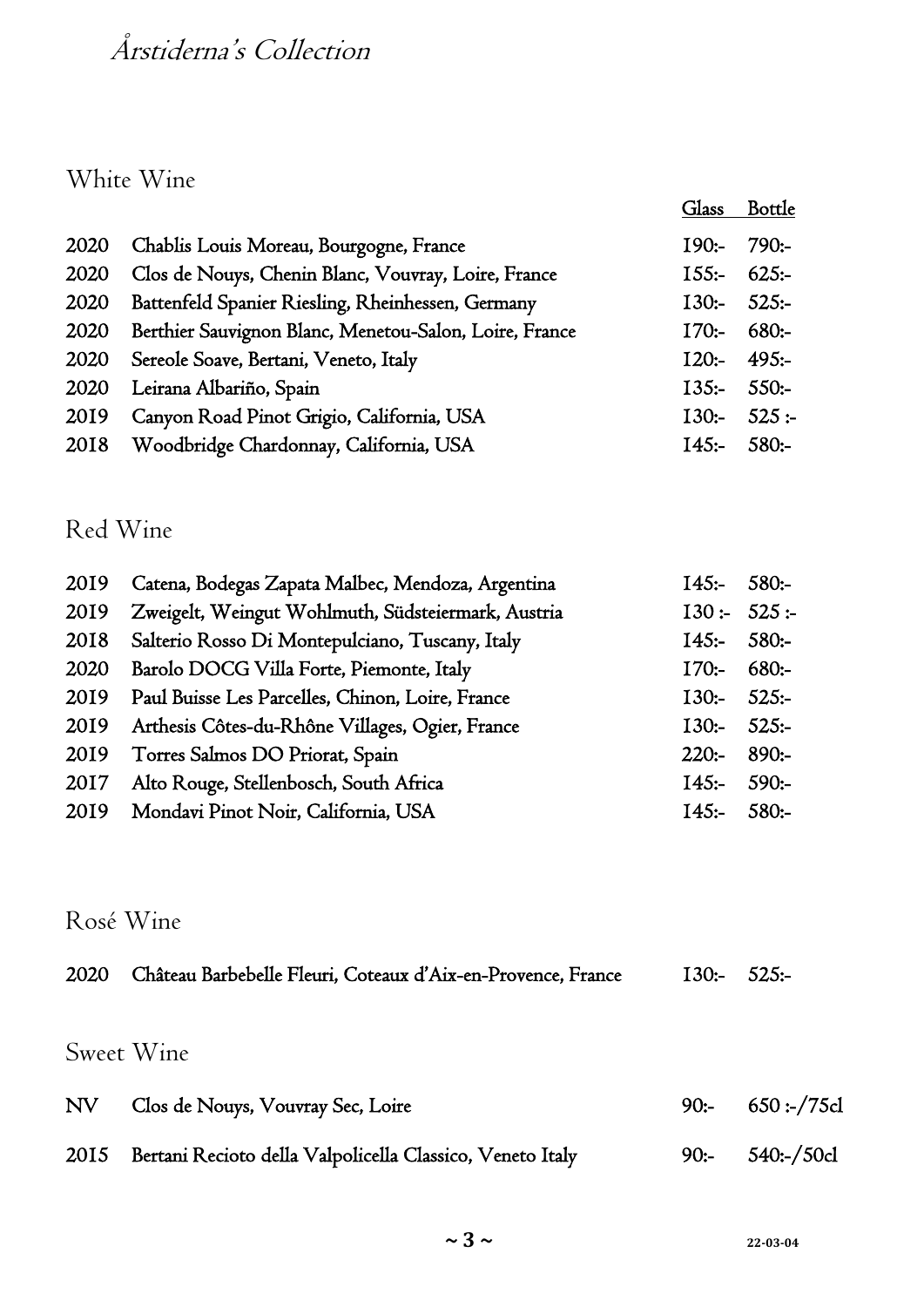# *Årstiderna's Collection*

## White Wine

| | | Glass | Bottle |
|---|---|---|---|
| 2020 | Chablis Louis Moreau, Bourgogne, France | 190:- | 790:- |
| 2020 | Clos de Nouys, Chenin Blanc, Vouvray, Loire, France | 155:- | 625:- |
| 2020 | Battenfeld Spanier Riesling, Rheinhessen, Germany | 130:- | 525:- |
| 2020 | Berthier Sauvignon Blanc, Menetou-Salon, Loire, France | 170:- | 680:- |
| 2020 | Sereole Soave, Bertani, Veneto, Italy | 120:- | 495:- |
| 2020 | Leirana Albariño, Spain | 135:- | 550:- |
| 2019 | Canyon Road Pinot Grigio, California, USA | 130:- | 525 :- |
| 2018 | Woodbridge Chardonnay, California, USA | 145:- | 580:- |

## Red Wine

| | | Glass | Bottle |
|---|---|---|---|
| 2019 | Catena, Bodegas Zapata Malbec, Mendoza, Argentina | 145:- | 580:- |
| 2019 | Zweigelt, Weingut Wohlmuth, Südsteiermark, Austria | 130 :- | 525 :- |
| 2018 | Salterio Rosso Di Montepulciano, Tuscany, Italy | 145:- | 580:- |
| 2020 | Barolo DOCG Villa Forte, Piemonte, Italy | 170:- | 680:- |
| 2019 | Paul Buisse Les Parcelles, Chinon, Loire, France | 130:- | 525:- |
| 2019 | Arthesis Côtes-du-Rhône Villages, Ogier, France | 130:- | 525:- |
| 2019 | Torres Salmos DO Priorat, Spain | 220:- | 890:- |
| 2017 | Alto Rouge, Stellenbosch, South Africa | 145:- | 590:- |
| 2019 | Mondavi Pinot Noir, California, USA | 145:- | 580:- |

## Rosé Wine

| | | Glass | Bottle |
|---|---|---|---|
| 2020 | Château Barbebelle Fleuri, Coteaux d'Aix-en-Provence, France | 130:- | 525:- |

## Sweet Wine

| | | Glass | Bottle |
|---|---|---|---|
| NV | Clos de Nouys, Vouvray Sec, Loire | 90:- | 650 :-/75cl |
| 2015 | Bertani Recioto della Valpolicella Classico, Veneto Italy | 90:- | 540:-/50cl |

22-03-04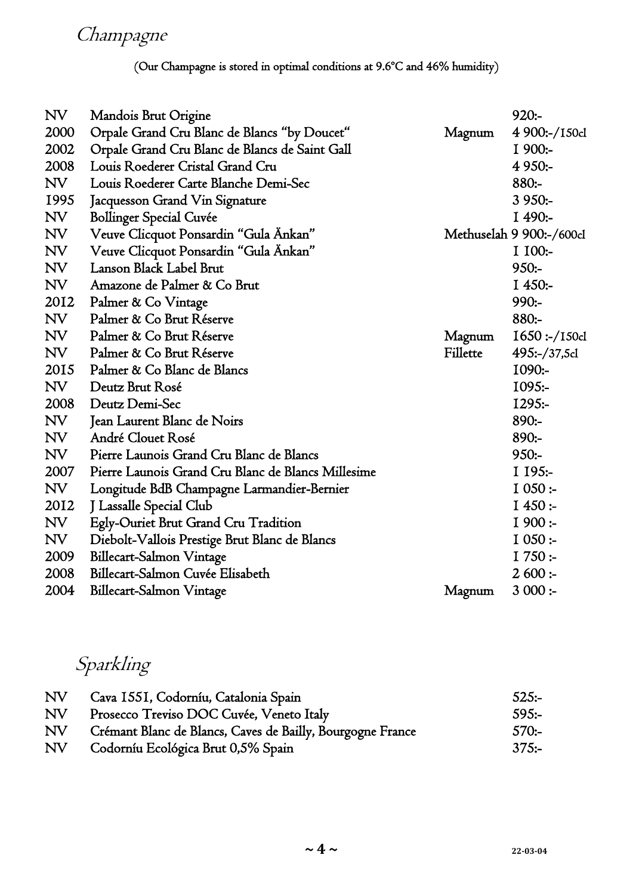## *Champagne*

(Our Champagne is stored in optimal conditions at 9.6°C and 46% humidity)

| | | | |
|---|---|---|---|
| NV | Mandois Brut Origine | | 920:- |
| 2000 | Orpale Grand Cru Blanc de Blancs "by Doucet" | Magnum | 4 900:-/150cl |
| 2002 | Orpale Grand Cru Blanc de Blancs de Saint Gall | | 1 900:- |
| 2008 | Louis Roederer Cristal Grand Cru | | 4 950:- |
| NV | Louis Roederer Carte Blanche Demi-Sec | | 880:- |
| 1995 | Jacquesson Grand Vin Signature | | 3 950:- |
| NV | Bollinger Special Cuvée | | 1 490:- |
| NV | Veuve Clicquot Ponsardin "Gula Änkan" | Methuselah | 9 900:-/600cl |
| NV | Veuve Clicquot Ponsardin "Gula Änkan" | | 1 100:- |
| NV | Lanson Black Label Brut | | 950:- |
| NV | Amazone de Palmer & Co Brut | | 1 450:- |
| 2012 | Palmer & Co Vintage | | 990:- |
| NV | Palmer & Co Brut Réserve | | 880:- |
| NV | Palmer & Co Brut Réserve | Magnum | 1650 :-/150cl |
| NV | Palmer & Co Brut Réserve | Fillette | 495:-/37,5cl |
| 2015 | Palmer & Co Blanc de Blancs | | 1090:- |
| NV | Deutz Brut Rosé | | 1095:- |
| 2008 | Deutz Demi-Sec | | 1295:- |
| NV | Jean Laurent Blanc de Noirs | | 890:- |
| NV | André Clouet Rosé | | 890:- |
| NV | Pierre Launois Grand Cru Blanc de Blancs | | 950:- |
| 2007 | Pierre Launois Grand Cru Blanc de Blancs Millesime | | 1 195:- |
| NV | Longitude BdB Champagne Larmandier-Bernier | | 1 050 :- |
| 2012 | J Lassalle Special Club | | 1 450 :- |
| NV | Egly-Ouriet Brut Grand Cru Tradition | | 1 900 :- |
| NV | Diebolt-Vallois Prestige Brut Blanc de Blancs | | 1 050 :- |
| 2009 | Billecart-Salmon Vintage | | 1 750 :- |
| 2008 | Billecart-Salmon Cuvée Elisabeth | | 2 600 :- |
| 2004 | Billecart-Salmon Vintage | Magnum | 3 000 :- |

## *Sparkling*

| | | |
|---|---|---|
| NV | Cava 1551, Codorníu, Catalonia Spain | 525:- |
| NV | Prosecco Treviso DOC Cuvée, Veneto Italy | 595:- |
| NV | Crémant Blanc de Blancs, Caves de Bailly, Bourgogne France | 570:- |
| NV | Codorníu Ecológica Brut 0,5% Spain | 375:- |

22-03-04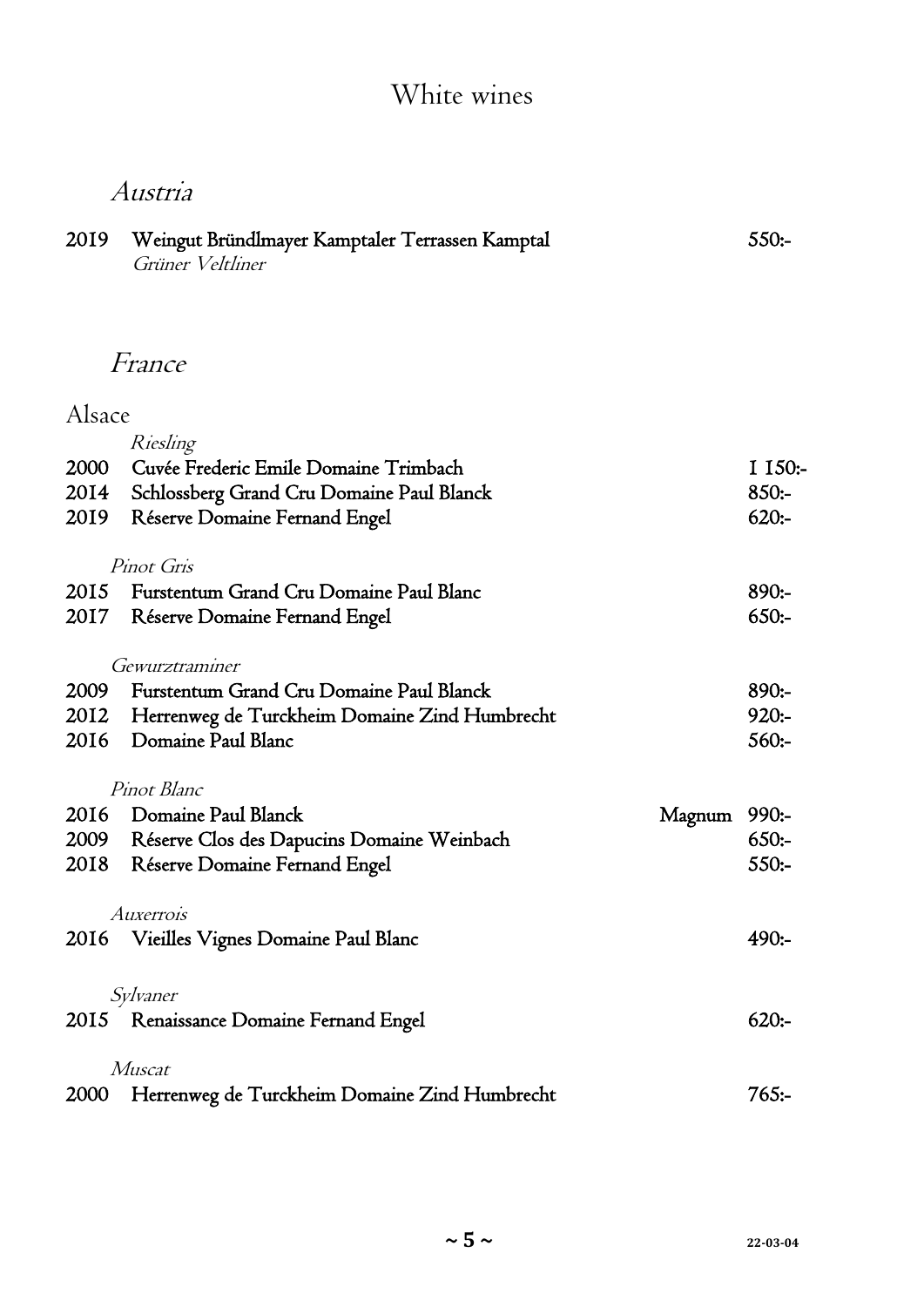# White wines

## *Austria*

2019 Weingut Bründlmayer Kamptaler Terrassen Kamptal 550:-
*Grüner Veltliner*

## *France*

### Alsace

*Riesling*

| | | | |
|---|---|---|---|
| 2000 | Cuvée Frederic Emile Domaine Trimbach | | 1 150:- |
| 2014 | Schlossberg Grand Cru Domaine Paul Blanck | | 850:- |
| 2019 | Réserve Domaine Fernand Engel | | 620:- |

*Pinot Gris*

| | | | |
|---|---|---|---|
| 2015 | Furstentum Grand Cru Domaine Paul Blanc | | 890:- |
| 2017 | Réserve Domaine Fernand Engel | | 650:- |

*Gewurztraminer*

| | | | |
|---|---|---|---|
| 2009 | Furstentum Grand Cru Domaine Paul Blanck | | 890:- |
| 2012 | Herrenweg de Turckheim Domaine Zind Humbrecht | | 920:- |
| 2016 | Domaine Paul Blanc | | 560:- |

*Pinot Blanc*

| | | | |
|---|---|---|---|
| 2016 | Domaine Paul Blanck | Magnum | 990:- |
| 2009 | Réserve Clos des Dapucins Domaine Weinbach | | 650:- |
| 2018 | Réserve Domaine Fernand Engel | | 550:- |

*Auxerrois*

| | | | |
|---|---|---|---|
| 2016 | Vieilles Vignes Domaine Paul Blanc | | 490:- |

*Sylvaner*

| | | | |
|---|---|---|---|
| 2015 | Renaissance Domaine Fernand Engel | | 620:- |

*Muscat*

| | | | |
|---|---|---|---|
| 2000 | Herrenweg de Turckheim Domaine Zind Humbrecht | | 765:- |

22-03-04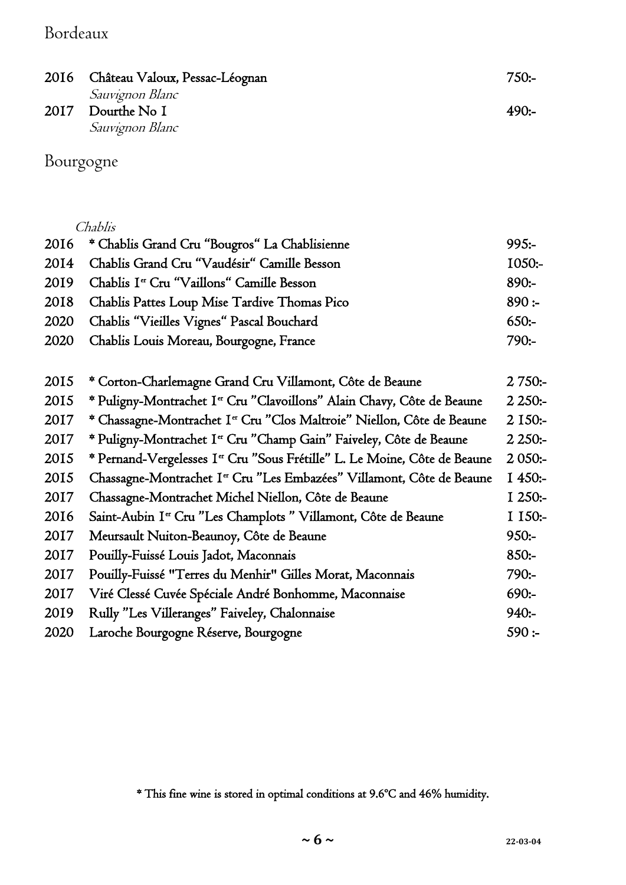## Bordeaux

| | | |
|---|---|---|
| 2016 | Château Valoux, Pessac-Léognan<br>*Sauvignon Blanc* | 750:- |
| 2017 | Dourthe No 1<br>*Sauvignon Blanc* | 490:- |

## Bourgogne

*Chablis*

| | | |
|---|---|---|
| 2016 | * Chablis Grand Cru “Bougros“ La Chablisienne | 995:- |
| 2014 | Chablis Grand Cru “Vaudésir“ Camille Besson | 1050:- |
| 2019 | Chablis 1er Cru “Vaillons“ Camille Besson | 890:- |
| 2018 | Chablis Pattes Loup Mise Tardive Thomas Pico | 890 :- |
| 2020 | Chablis “Vieilles Vignes“ Pascal Bouchard | 650:- |
| 2020 | Chablis Louis Moreau, Bourgogne, France | 790:- |

| | | |
|---|---|---|
| 2015 | * Corton-Charlemagne Grand Cru Villamont, Côte de Beaune | 2 750:- |
| 2015 | * Puligny-Montrachet 1er Cru ”Clavoillons” Alain Chavy, Côte de Beaune | 2 250:- |
| 2017 | * Chassagne-Montrachet 1er Cru ”Clos Maltroie” Niellon, Côte de Beaune | 2 150:- |
| 2017 | * Puligny-Montrachet 1er Cru ”Champ Gain” Faiveley, Côte de Beaune | 2 250:- |
| 2015 | * Pernand-Vergelesses 1er Cru ”Sous Frétille” L. Le Moine, Côte de Beaune | 2 050:- |
| 2015 | Chassagne-Montrachet 1er Cru ”Les Embazées” Villamont, Côte de Beaune | 1 450:- |
| 2017 | Chassagne-Montrachet Michel Niellon, Côte de Beaune | 1 250:- |
| 2016 | Saint-Aubin 1er Cru ”Les Champlots ” Villamont, Côte de Beaune | 1 150:- |
| 2017 | Meursault Nuiton-Beaunoy, Côte de Beaune | 950:- |
| 2017 | Pouilly-Fuissé Louis Jadot, Maconnais | 850:- |
| 2017 | Pouilly-Fuissé "Terres du Menhir" Gilles Morat, Maconnais | 790:- |
| 2017 | Viré Clessé Cuvée Spéciale André Bonhomme, Maconnaise | 690:- |
| 2019 | Rully ”Les Villeranges” Faiveley, Chalonnaise | 940:- |
| 2020 | Laroche Bourgogne Réserve, Bourgogne | 590 :- |

* This fine wine is stored in optimal conditions at 9.6°C and 46% humidity.

22-03-04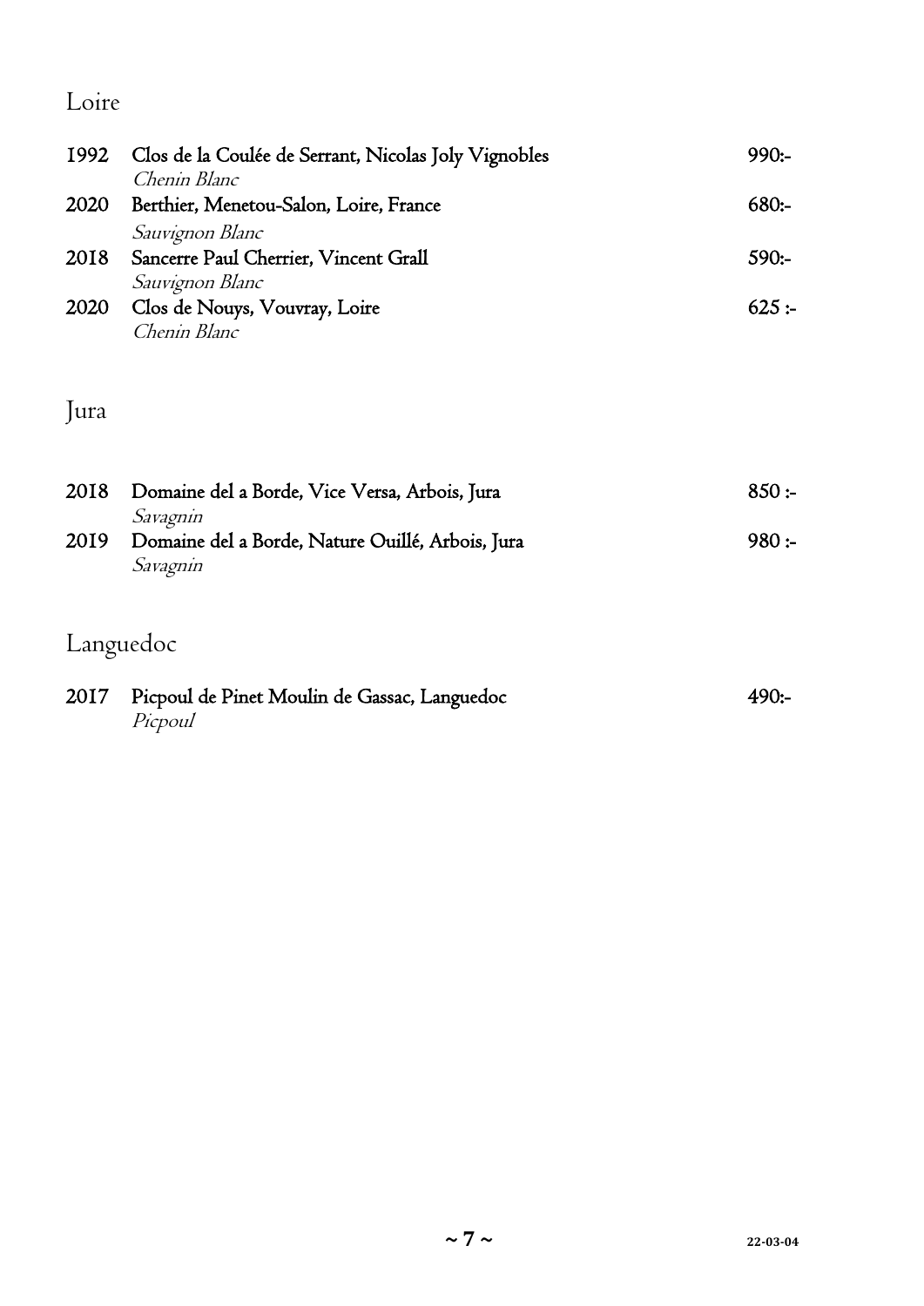## Loire

| | | |
|---|---|---|
| 1992 | Clos de la Coulée de Serrant, Nicolas Joly Vignobles<br>*Chenin Blanc* | 990:- |
| 2020 | Berthier, Menetou-Salon, Loire, France<br>*Sauvignon Blanc* | 680:- |
| 2018 | Sancerre Paul Cherrier, Vincent Grall<br>*Sauvignon Blanc* | 590:- |
| 2020 | Clos de Nouys, Vouvray, Loire<br>*Chenin Blanc* | 625 :- |

## Jura

| | | |
|---|---|---|
| 2018 | Domaine del a Borde, Vice Versa, Arbois, Jura<br>*Savagnin* | 850 :- |
| 2019 | Domaine del a Borde, Nature Ouillé, Arbois, Jura<br>*Savagnin* | 980 :- |

## Languedoc

| | | |
|---|---|---|
| 2017 | Picpoul de Pinet Moulin de Gassac, Languedoc<br>*Picpoul* | 490:- |

22-03-04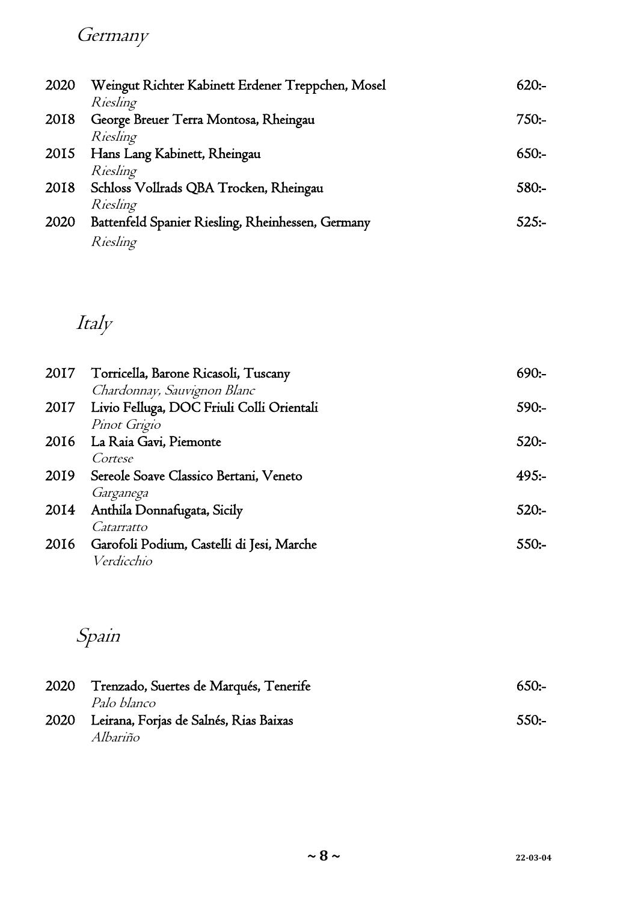## *Germany*

| | | |
|---|---|---|
| 2020 | Weingut Richter Kabinett Erdener Treppchen, Mosel<br>*Riesling* | 620:- |
| 2018 | George Breuer Terra Montosa, Rheingau<br>*Riesling* | 750:- |
| 2015 | Hans Lang Kabinett, Rheingau<br>*Riesling* | 650:- |
| 2018 | Schloss Vollrads QBA Trocken, Rheingau<br>*Riesling* | 580:- |
| 2020 | Battenfeld Spanier Riesling, Rheinhessen, Germany<br>*Riesling* | 525:- |

## *Italy*

| | | |
|---|---|---|
| 2017 | Torricella, Barone Ricasoli, Tuscany<br>*Chardonnay, Sauvignon Blanc* | 690:- |
| 2017 | Livio Felluga, DOC Friuli Colli Orientali<br>*Pinot Grigio* | 590:- |
| 2016 | La Raia Gavi, Piemonte<br>*Cortese* | 520:- |
| 2019 | Sereole Soave Classico Bertani, Veneto<br>*Garganega* | 495:- |
| 2014 | Anthila Donnafugata, Sicily<br>*Catarratto* | 520:- |
| 2016 | Garofoli Podium, Castelli di Jesi, Marche<br>*Verdicchio* | 550:- |

## *Spain*

| | | |
|---|---|---|
| 2020 | Trenzado, Suertes de Marqués, Tenerife<br>*Palo blanco* | 650:- |
| 2020 | Leirana, Forjas de Salnés, Rias Baixas<br>*Albariño* | 550:- |

22-03-04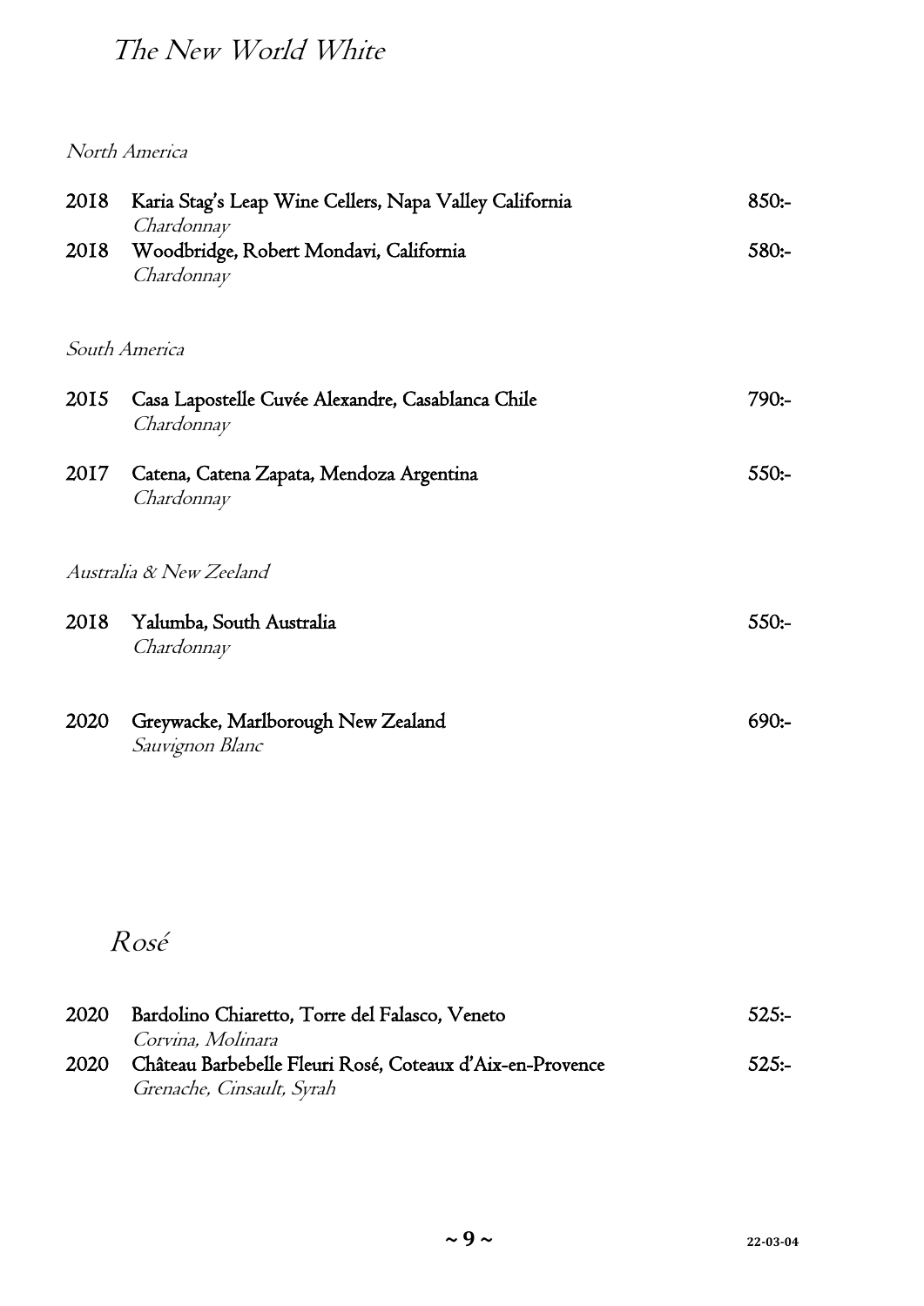# *The New World White*

*North America*

2018 Karia Stag's Leap Wine Cellers, Napa Valley California 850:-
*Chardonnay*

2018 Woodbridge, Robert Mondavi, California 580:-
*Chardonnay*

*South America*

2015 Casa Lapostelle Cuvée Alexandre, Casablanca Chile 790:-
*Chardonnay*

2017 Catena, Catena Zapata, Mendoza Argentina 550:-
*Chardonnay*

*Australia & New Zeeland*

2018 Yalumba, South Australia 550:-
*Chardonnay*

2020 Greywacke, Marlborough New Zealand 690:-
*Sauvignon Blanc*

# *Rosé*

2020 Bardolino Chiaretto, Torre del Falasco, Veneto 525:-
*Corvina, Molinara*

2020 Château Barbebelle Fleuri Rosé, Coteaux d'Aix-en-Provence 525:-
*Grenache, Cinsault, Syrah*

22-03-04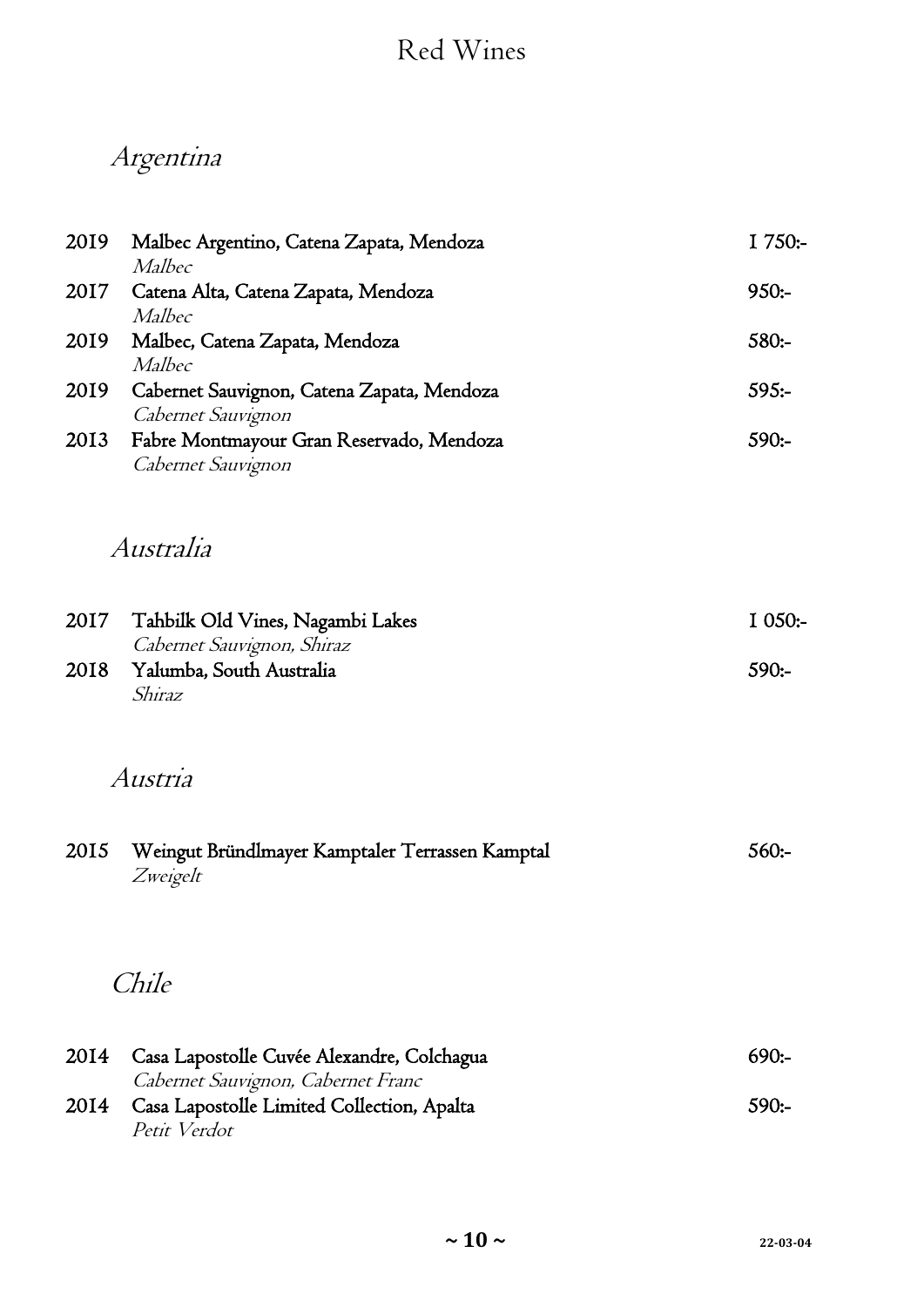# Red Wines

## *Argentina*

| | | |
|---|---|---|
| 2019 | Malbec Argentino, Catena Zapata, Mendoza<br>*Malbec* | 1 750:- |
| 2017 | Catena Alta, Catena Zapata, Mendoza<br>*Malbec* | 950:- |
| 2019 | Malbec, Catena Zapata, Mendoza<br>*Malbec* | 580:- |
| 2019 | Cabernet Sauvignon, Catena Zapata, Mendoza<br>*Cabernet Sauvignon* | 595:- |
| 2013 | Fabre Montmayour Gran Reservado, Mendoza<br>*Cabernet Sauvignon* | 590:- |

## *Australia*

| | | |
|---|---|---|
| 2017 | Tahbilk Old Vines, Nagambi Lakes<br>*Cabernet Sauvignon, Shiraz* | 1 050:- |
| 2018 | Yalumba, South Australia<br>*Shiraz* | 590:- |

## *Austria*

| | | |
|---|---|---|
| 2015 | Weingut Bründlmayer Kamptaler Terrassen Kamptal<br>*Zweigelt* | 560:- |

## *Chile*

| | | |
|---|---|---|
| 2014 | Casa Lapostolle Cuvée Alexandre, Colchagua<br>*Cabernet Sauvignon, Cabernet Franc* | 690:- |
| 2014 | Casa Lapostolle Limited Collection, Apalta<br>*Petit Verdot* | 590:- |

22-03-04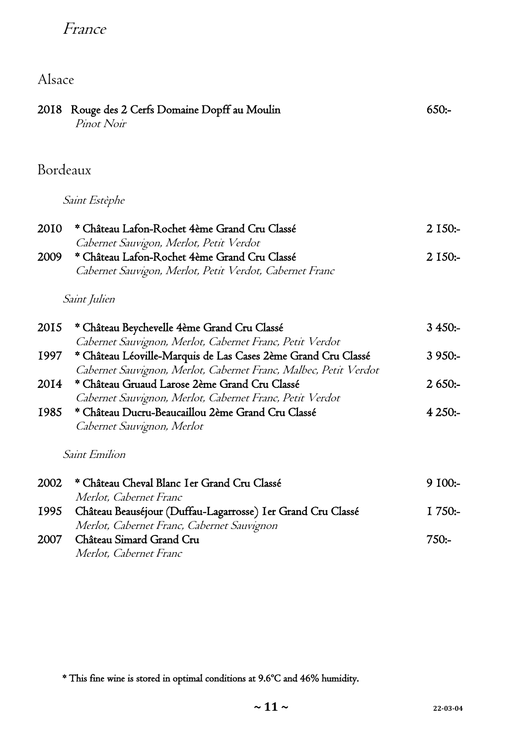# France

## Alsace

2018 Rouge des 2 Cerfs Domaine Dopff au Moulin 650:-
*Pinot Noir*

## Bordeaux

### *Saint Estèphe*

2010 * Château Lafon-Rochet 4ème Grand Cru Classé 2 150:-
*Cabernet Sauvigon, Merlot, Petit Verdot*

2009 * Château Lafon-Rochet 4ème Grand Cru Classé 2 150:-
*Cabernet Sauvigon, Merlot, Petit Verdot, Cabernet Franc*

### *Saint Julien*

2015 * Château Beychevelle 4ème Grand Cru Classé 3 450:-
*Cabernet Sauvignon, Merlot, Cabernet Franc, Petit Verdot*

1997 * Château Léoville-Marquis de Las Cases 2ème Grand Cru Classé 3 950:-
*Cabernet Sauvignon, Merlot, Cabernet Franc, Malbec, Petit Verdot*

2014 * Château Gruaud Larose 2ème Grand Cru Classé 2 650:-
*Cabernet Sauvignon, Merlot, Cabernet Franc, Petit Verdot*

1985 * Château Ducru-Beaucaillou 2ème Grand Cru Classé 4 250:-
*Cabernet Sauvignon, Merlot*

### *Saint Emilion*

2002 * Château Cheval Blanc 1er Grand Cru Classé 9 100:-
*Merlot, Cabernet Franc*

1995 Château Beauséjour (Duffau-Lagarrosse) 1er Grand Cru Classé 1 750:-
*Merlot, Cabernet Franc, Cabernet Sauvignon*

2007 Château Simard Grand Cru 750:-
*Merlot, Cabernet Franc*

* This fine wine is stored in optimal conditions at 9.6°C and 46% humidity.

22-03-04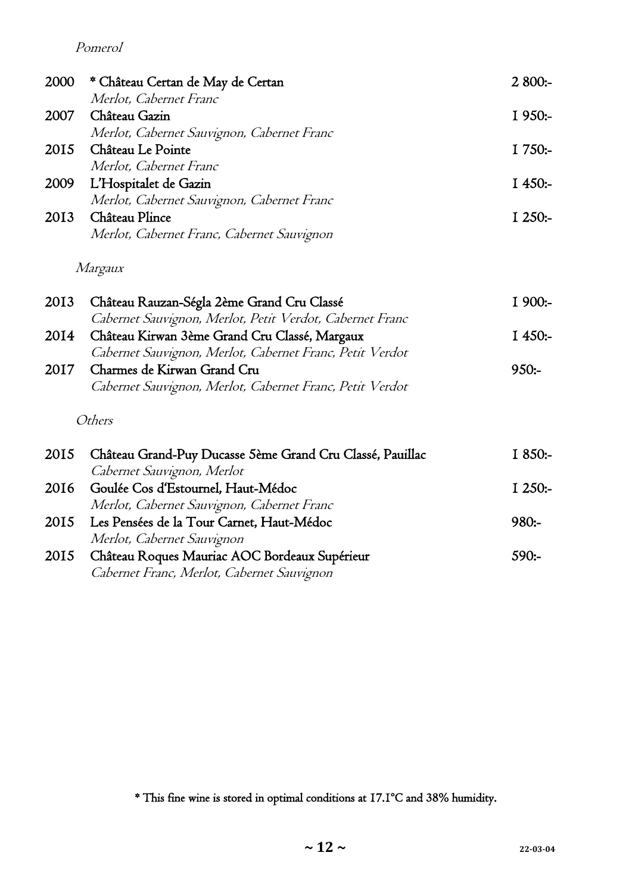*Pomerol*

| | | |
|---|---|---|
| 2000 | * Château Certan de May de Certan<br>*Merlot, Cabernet Franc* | 2 800:- |
| 2007 | Château Gazin<br>*Merlot, Cabernet Sauvignon, Cabernet Franc* | 1 950:- |
| 2015 | Château Le Pointe<br>*Merlot, Cabernet Franc* | 1 750:- |
| 2009 | L'Hospitalet de Gazin<br>*Merlot, Cabernet Sauvignon, Cabernet Franc* | 1 450:- |
| 2013 | Château Plince<br>*Merlot, Cabernet Franc, Cabernet Sauvignon* | 1 250:- |

*Margaux*

| | | |
|---|---|---|
| 2013 | Château Rauzan-Ségla 2ème Grand Cru Classé<br>*Cabernet Sauvignon, Merlot, Petit Verdot, Cabernet Franc* | 1 900:- |
| 2014 | Château Kirwan 3ème Grand Cru Classé, Margaux<br>*Cabernet Sauvignon, Merlot, Cabernet Franc, Petit Verdot* | 1 450:- |
| 2017 | Charmes de Kirwan Grand Cru<br>*Cabernet Sauvignon, Merlot, Cabernet Franc, Petit Verdot* | 950:- |

*Others*

| | | |
|---|---|---|
| 2015 | Château Grand-Puy Ducasse 5ème Grand Cru Classé, Pauillac<br>*Cabernet Sauvignon, Merlot* | 1 850:- |
| 2016 | Goulée Cos d'Estournel, Haut-Médoc<br>*Merlot, Cabernet Sauvignon, Cabernet Franc* | 1 250:- |
| 2015 | Les Pensées de la Tour Carnet, Haut-Médoc<br>*Merlot, Cabernet Sauvignon* | 980:- |
| 2015 | Château Roques Mauriac AOC Bordeaux Supérieur<br>*Cabernet Franc, Merlot, Cabernet Sauvignon* | 590:- |

* This fine wine is stored in optimal conditions at 17.1°C and 38% humidity.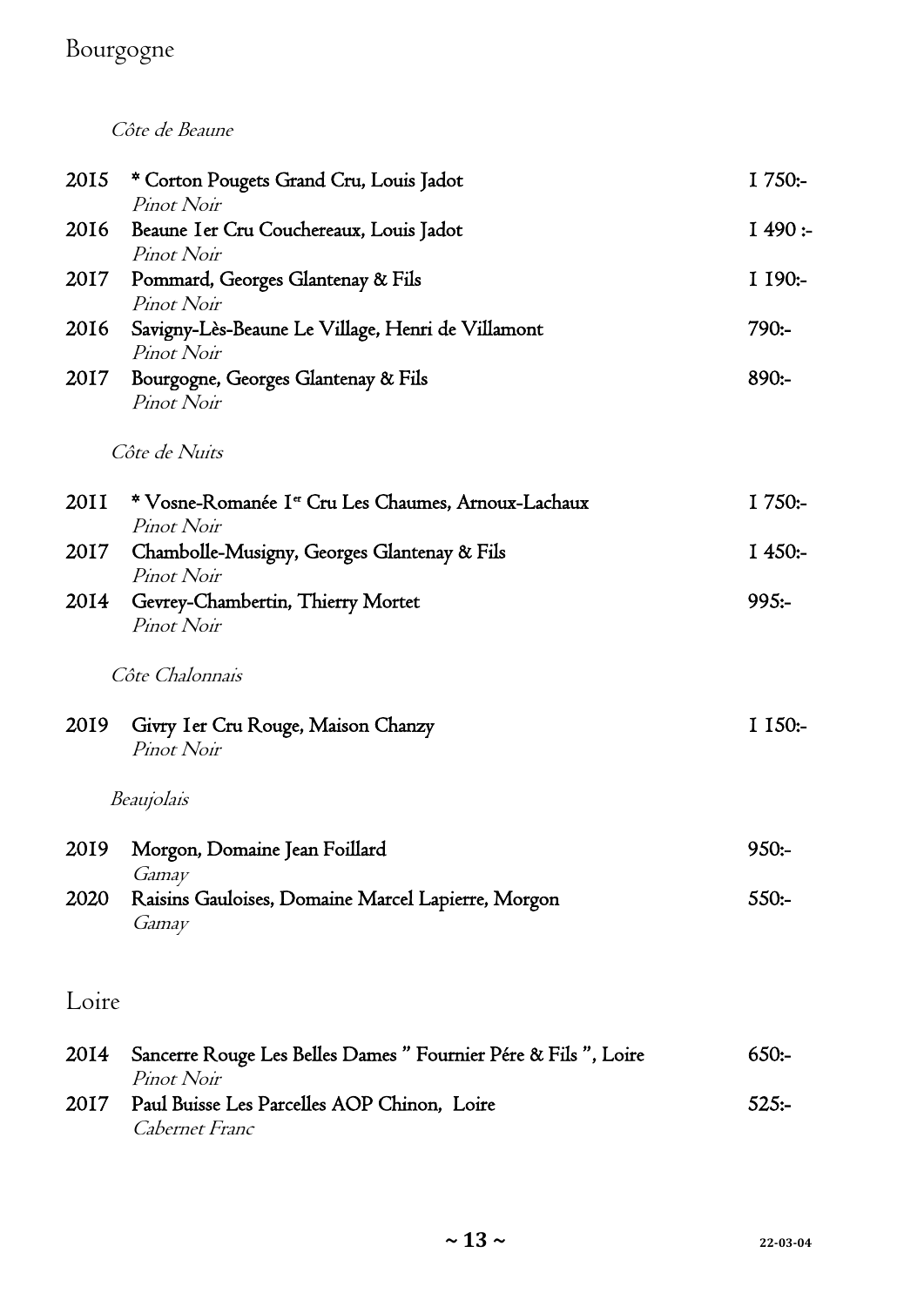# Bourgogne

*Côte de Beaune*

| | | |
|---|---|---|
| 2015 | * Corton Pougets Grand Cru, Louis Jadot<br>*Pinot Noir* | 1 750:- |
| 2016 | Beaune 1er Cru Couchereaux, Louis Jadot<br>*Pinot Noir* | 1 490 :- |
| 2017 | Pommard, Georges Glantenay & Fils<br>*Pinot Noir* | 1 190:- |
| 2016 | Savigny-Lès-Beaune Le Village, Henri de Villamont<br>*Pinot Noir* | 790:- |
| 2017 | Bourgogne, Georges Glantenay & Fils<br>*Pinot Noir* | 890:- |

*Côte de Nuits*

| | | |
|---|---|---|
| 2011 | * Vosne-Romanée 1er Cru Les Chaumes, Arnoux-Lachaux<br>*Pinot Noir* | 1 750:- |
| 2017 | Chambolle-Musigny, Georges Glantenay & Fils<br>*Pinot Noir* | 1 450:- |
| 2014 | Gevrey-Chambertin, Thierry Mortet<br>*Pinot Noir* | 995:- |

*Côte Chalonnais*

| | | |
|---|---|---|
| 2019 | Givry 1er Cru Rouge, Maison Chanzy<br>*Pinot Noir* | 1 150:- |

*Beaujolais*

| | | |
|---|---|---|
| 2019 | Morgon, Domaine Jean Foillard<br>*Gamay* | 950:- |
| 2020 | Raisins Gauloises, Domaine Marcel Lapierre, Morgon<br>*Gamay* | 550:- |

# Loire

| | | |
|---|---|---|
| 2014 | Sancerre Rouge Les Belles Dames " Fournier Pére & Fils ", Loire<br>*Pinot Noir* | 650:- |
| 2017 | Paul Buisse Les Parcelles AOP Chinon, Loire<br>*Cabernet Franc* | 525:- |

22-03-04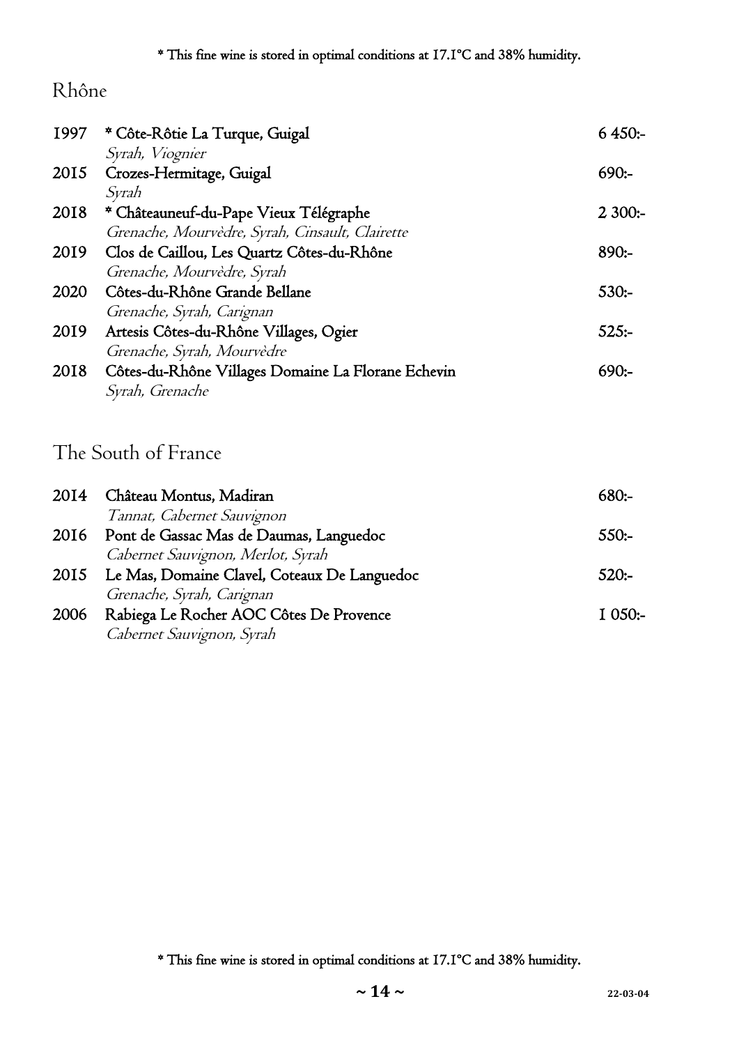* This fine wine is stored in optimal conditions at 17.1°C and 38% humidity.

## Rhône

| Year | Wine | Price |
|---|---|---|
| 1997 | * Côte-Rôtie La Turque, Guigal<br>*Syrah, Viognier* | 6 450:- |
| 2015 | Crozes-Hermitage, Guigal<br>*Syrah* | 690:- |
| 2018 | * Châteauneuf-du-Pape Vieux Télégraphe<br>*Grenache, Mourvèdre, Syrah, Cinsault, Clairette* | 2 300:- |
| 2019 | Clos de Caillou, Les Quartz Côtes-du-Rhône<br>*Grenache, Mourvèdre, Syrah* | 890:- |
| 2020 | Côtes-du-Rhône Grande Bellane<br>*Grenache, Syrah, Carignan* | 530:- |
| 2019 | Artesis Côtes-du-Rhône Villages, Ogier<br>*Grenache, Syrah, Mourvèdre* | 525:- |
| 2018 | Côtes-du-Rhône Villages Domaine La Florane Echevin<br>*Syrah, Grenache* | 690:- |

## The South of France

| Year | Wine | Price |
|---|---|---|
| 2014 | Château Montus, Madiran<br>*Tannat, Cabernet Sauvignon* | 680:- |
| 2016 | Pont de Gassac Mas de Daumas, Languedoc<br>*Cabernet Sauvignon, Merlot, Syrah* | 550:- |
| 2015 | Le Mas, Domaine Clavel, Coteaux De Languedoc<br>*Grenache, Syrah, Carignan* | 520:- |
| 2006 | Rabiega Le Rocher AOC Côtes De Provence<br>*Cabernet Sauvignon, Syrah* | 1 050:- |

* This fine wine is stored in optimal conditions at 17.1°C and 38% humidity.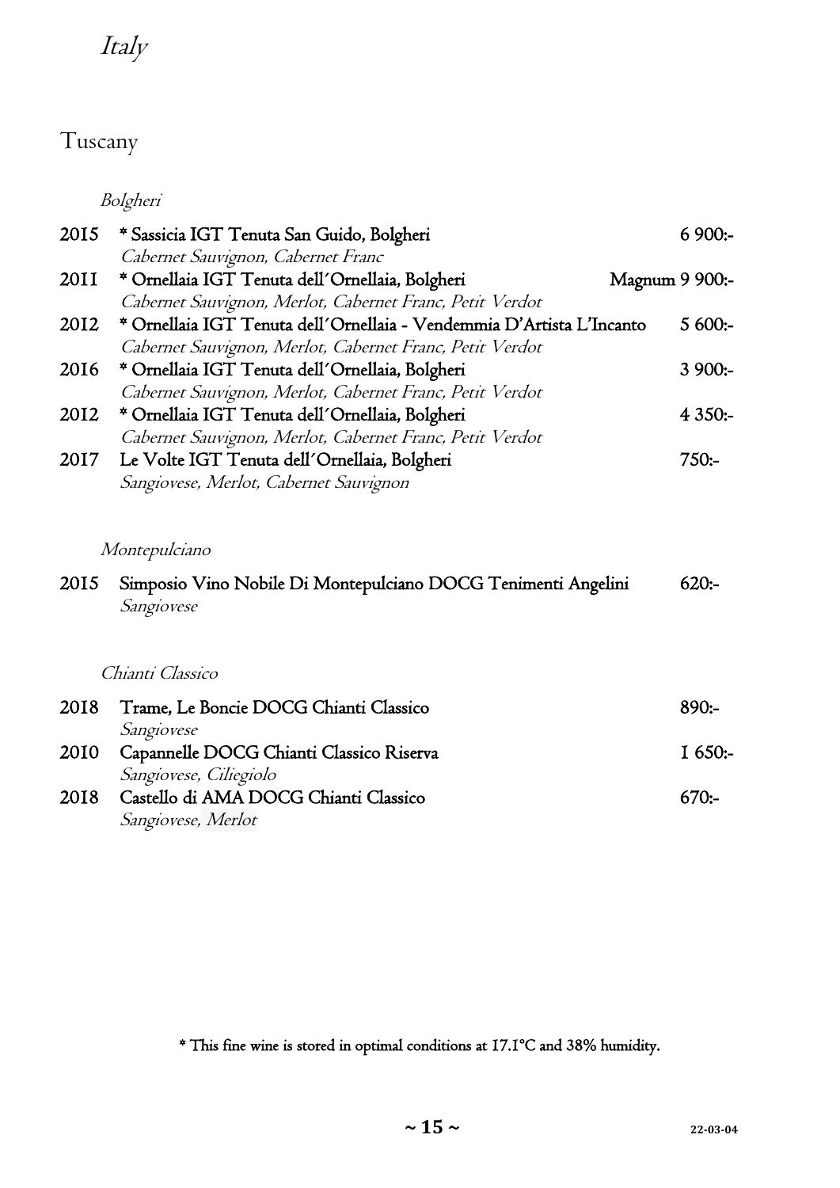# *Italy*

## Tuscany

### *Bolgheri*

2015 * Sassicia IGT Tenuta San Guido, Bolgheri — 6 900:-
*Cabernet Sauvignon, Cabernet Franc*

2011 * Ornellaia IGT Tenuta dell´Ornellaia, Bolgheri — Magnum 9 900:-
*Cabernet Sauvignon, Merlot, Cabernet Franc, Petit Verdot*

2012 * Ornellaia IGT Tenuta dell´Ornellaia - Vendemmia D'Artista L'Incanto — 5 600:-
*Cabernet Sauvignon, Merlot, Cabernet Franc, Petit Verdot*

2016 * Ornellaia IGT Tenuta dell´Ornellaia, Bolgheri — 3 900:-
*Cabernet Sauvignon, Merlot, Cabernet Franc, Petit Verdot*

2012 * Ornellaia IGT Tenuta dell´Ornellaia, Bolgheri — 4 350:-
*Cabernet Sauvignon, Merlot, Cabernet Franc, Petit Verdot*

2017 Le Volte IGT Tenuta dell´Ornellaia, Bolgheri — 750:-
*Sangiovese, Merlot, Cabernet Sauvignon*

### *Montepulciano*

2015 Simposio Vino Nobile Di Montepulciano DOCG Tenimenti Angelini — 620:-
*Sangiovese*

### *Chianti Classico*

2018 Trame, Le Boncie DOCG Chianti Classico — 890:-
*Sangiovese*

2010 Capannelle DOCG Chianti Classico Riserva — 1 650:-
*Sangiovese, Ciliegiolo*

2018 Castello di AMA DOCG Chianti Classico — 670:-
*Sangiovese, Merlot*

* This fine wine is stored in optimal conditions at 17.1°C and 38% humidity.

22-03-04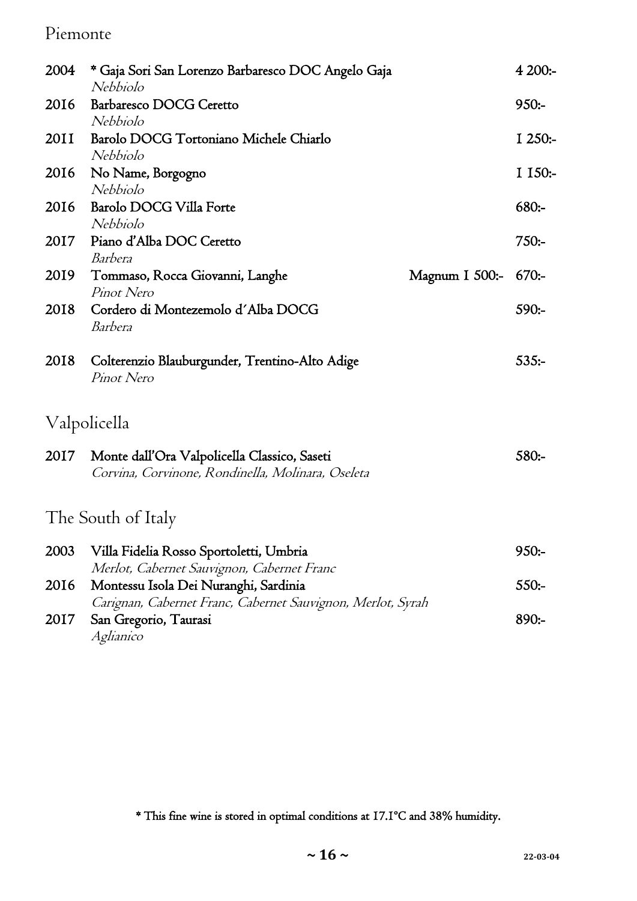## Piemonte

| | | | |
|---|---|---|---|
| 2004 | * Gaja Sori San Lorenzo Barbaresco DOC Angelo Gaja<br>*Nebbiolo* | | 4 200:- |
| 2016 | Barbaresco DOCG Ceretto<br>*Nebbiolo* | | 950:- |
| 2011 | Barolo DOCG Tortoniano Michele Chiarlo<br>*Nebbiolo* | | 1 250:- |
| 2016 | No Name, Borgogno<br>*Nebbiolo* | | 1 150:- |
| 2016 | Barolo DOCG Villa Forte<br>*Nebbiolo* | | 680:- |
| 2017 | Piano d'Alba DOC Ceretto<br>*Barbera* | | 750:- |
| 2019 | Tommaso, Rocca Giovanni, Langhe<br>*Pinot Nero* | Magnum 1 500:- | 670:- |
| 2018 | Cordero di Montezemolo d´Alba DOCG<br>*Barbera* | | 590:- |
| 2018 | Colterenzio Blauburgunder, Trentino-Alto Adige<br>*Pinot Nero* | | 535:- |

## Valpolicella

| | | |
|---|---|---|
| 2017 | Monte dall'Ora Valpolicella Classico, Saseti<br>*Corvina, Corvinone, Rondinella, Molinara, Oseleta* | 580:- |

## The South of Italy

| | | |
|---|---|---|
| 2003 | Villa Fidelia Rosso Sportoletti, Umbria<br>*Merlot, Cabernet Sauvignon, Cabernet Franc* | 950:- |
| 2016 | Montessu Isola Dei Nuranghi, Sardinia<br>*Carignan, Cabernet Franc, Cabernet Sauvignon, Merlot, Syrah* | 550:- |
| 2017 | San Gregorio, Taurasi<br>*Aglianico* | 890:- |

* This fine wine is stored in optimal conditions at 17.1°C and 38% humidity.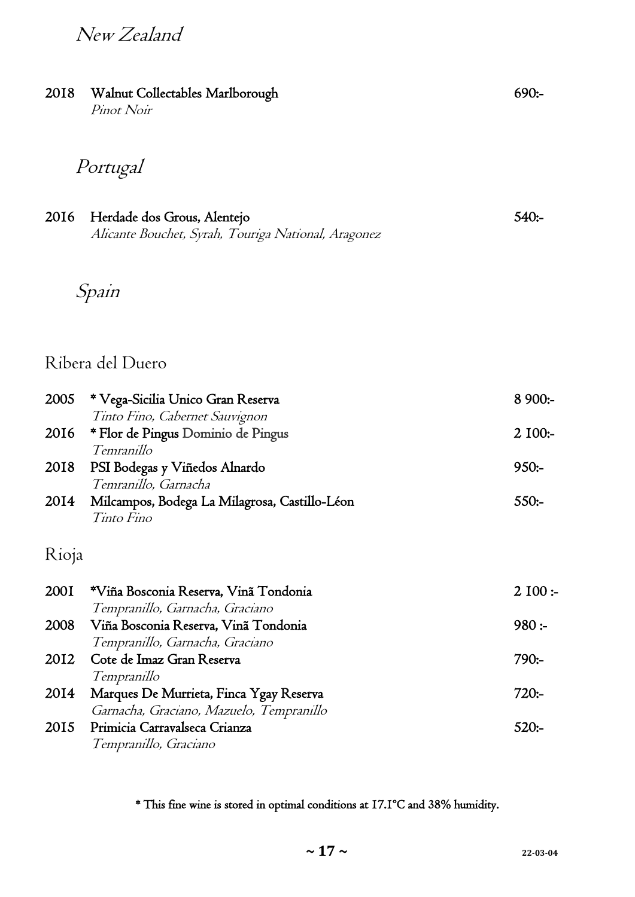## *New Zealand*

**2018 Walnut Collectables Marlborough** 690:-
*Pinot Noir*

## *Portugal*

**2016 Herdade dos Grous, Alentejo** 540:-
*Alicante Bouchet, Syrah, Touriga National, Aragonez*

## *Spain*

### Ribera del Duero

| | | |
|---|---|---|
| 2005 | * Vega-Sicilia Unico Gran Reserva<br>*Tinto Fino, Cabernet Sauvignon* | 8 900:- |
| 2016 | * Flor de Pingus Dominio de Pingus<br>*Temranillo* | 2 100:- |
| 2018 | PSI Bodegas y Viñedos Alnardo<br>*Temranillo, Garnacha* | 950:- |
| 2014 | Milcampos, Bodega La Milagrosa, Castillo-Léon<br>*Tinto Fino* | 550:- |

### Rioja

| | | |
|---|---|---|
| 2001 | *Viña Bosconia Reserva, Vinã Tondonia<br>*Tempranillo, Garnacha, Graciano* | 2 100 :- |
| 2008 | Viña Bosconia Reserva, Vinã Tondonia<br>*Tempranillo, Garnacha, Graciano* | 980 :- |
| 2012 | Cote de Imaz Gran Reserva<br>*Tempranillo* | 790:- |
| 2014 | Marques De Murrieta, Finca Ygay Reserva<br>*Garnacha, Graciano, Mazuelo, Tempranillo* | 720:- |
| 2015 | Primicia Carravalseca Crianza<br>*Tempranillo, Graciano* | 520:- |

* This fine wine is stored in optimal conditions at 17.1°C and 38% humidity.

22-03-04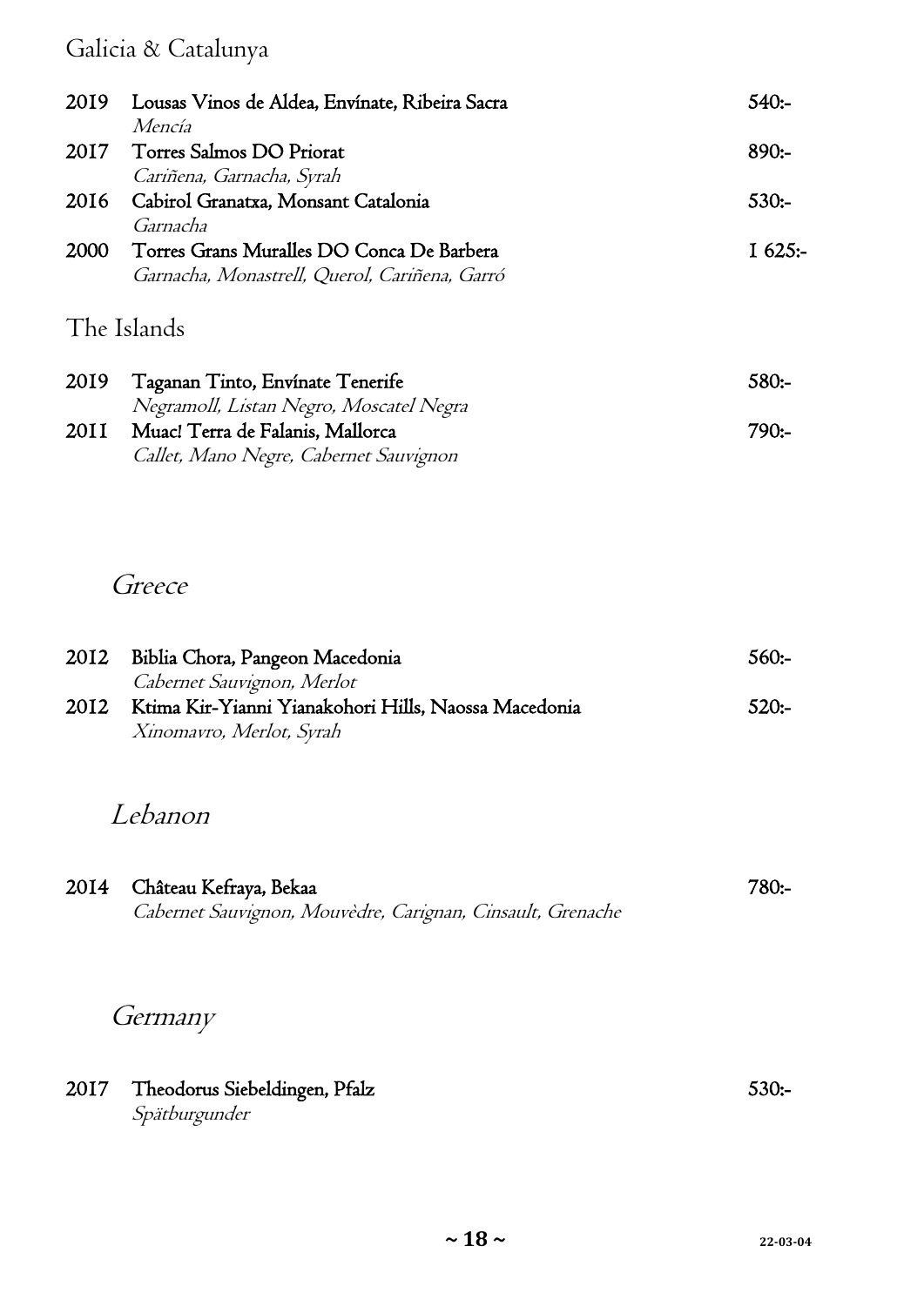## Galicia & Catalunya

| | | |
|---|---|---|
| 2019 | Lousas Vinos de Aldea, Envínate, Ribeira Sacra<br>*Mencía* | 540:- |
| 2017 | Torres Salmos DO Priorat<br>*Cariñena, Garnacha, Syrah* | 890:- |
| 2016 | Cabirol Granatxa, Monsant Catalonia<br>*Garnacha* | 530:- |
| 2000 | Torres Grans Muralles DO Conca De Barbera<br>*Garnacha, Monastrell, Querol, Cariñena, Garró* | 1 625:- |

## The Islands

| | | |
|---|---|---|
| 2019 | Taganan Tinto, Envínate Tenerife<br>*Negramoll, Listan Negro, Moscatel Negra* | 580:- |
| 2011 | Muac! Terra de Falanis, Mallorca<br>*Callet, Mano Negre, Cabernet Sauvignon* | 790:- |

## *Greece*

| | | |
|---|---|---|
| 2012 | Biblia Chora, Pangeon Macedonia<br>*Cabernet Sauvignon, Merlot* | 560:- |
| 2012 | Ktima Kir-Yianni Yianakohori Hills, Naossa Macedonia<br>*Xinomavro, Merlot, Syrah* | 520:- |

## *Lebanon*

| | | |
|---|---|---|
| 2014 | Château Kefraya, Bekaa<br>*Cabernet Sauvignon, Mouvèdre, Carignan, Cinsault, Grenache* | 780:- |

## *Germany*

| | | |
|---|---|---|
| 2017 | Theodorus Siebeldingen, Pfalz<br>*Spätburgunder* | 530:- |

22-03-04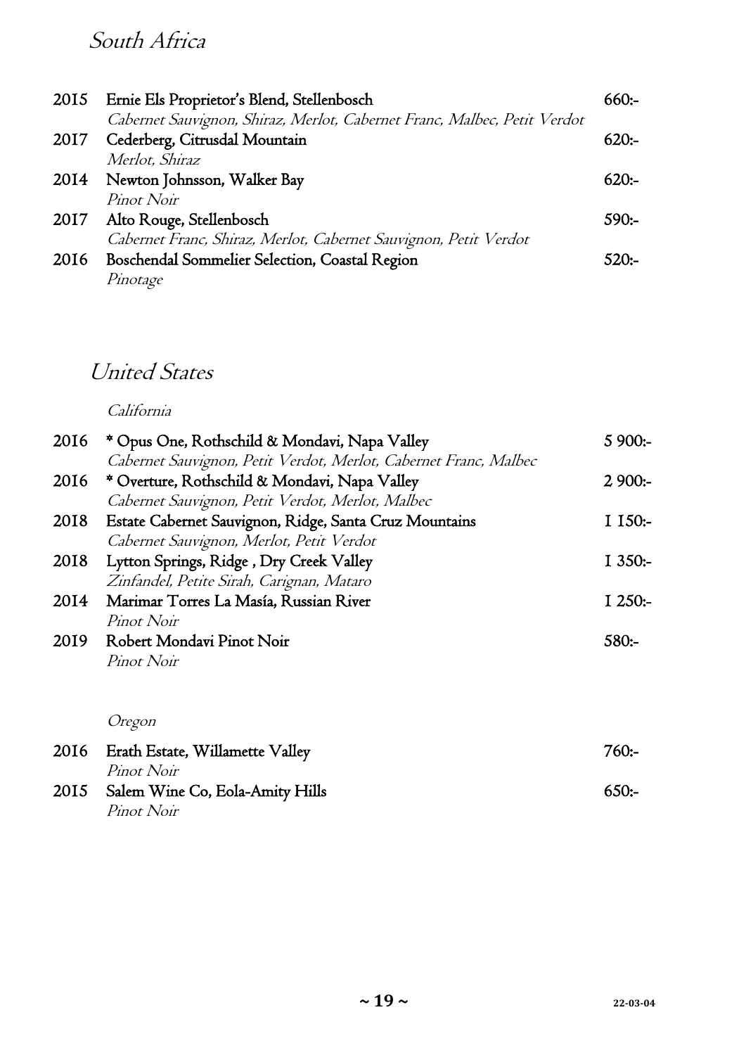## South Africa

| | | |
|---|---|---|
| 2015 | Ernie Els Proprietor's Blend, Stellenbosch<br>*Cabernet Sauvignon, Shiraz, Merlot, Cabernet Franc, Malbec, Petit Verdot* | 660:- |
| 2017 | Cederberg, Citrusdal Mountain<br>*Merlot, Shiraz* | 620:- |
| 2014 | Newton Johnsson, Walker Bay<br>*Pinot Noir* | 620:- |
| 2017 | Alto Rouge, Stellenbosch<br>*Cabernet Franc, Shiraz, Merlot, Cabernet Sauvignon, Petit Verdot* | 590:- |
| 2016 | Boschendal Sommelier Selection, Coastal Region<br>*Pinotage* | 520:- |

## United States

### *California*

| | | |
|---|---|---|
| 2016 | * Opus One, Rothschild & Mondavi, Napa Valley<br>*Cabernet Sauvignon, Petit Verdot, Merlot, Cabernet Franc, Malbec* | 5 900:- |
| 2016 | * Overture, Rothschild & Mondavi, Napa Valley<br>*Cabernet Sauvignon, Petit Verdot, Merlot, Malbec* | 2 900:- |
| 2018 | Estate Cabernet Sauvignon, Ridge, Santa Cruz Mountains<br>*Cabernet Sauvignon, Merlot, Petit Verdot* | 1 150:- |
| 2018 | Lytton Springs, Ridge , Dry Creek Valley<br>*Zinfandel, Petite Sirah, Carignan, Mataro* | 1 350:- |
| 2014 | Marimar Torres La Masía, Russian River<br>*Pinot Noir* | 1 250:- |
| 2019 | Robert Mondavi Pinot Noir<br>*Pinot Noir* | 580:- |

### *Oregon*

| | | |
|---|---|---|
| 2016 | Erath Estate, Willamette Valley<br>*Pinot Noir* | 760:- |
| 2015 | Salem Wine Co, Eola-Amity Hills<br>*Pinot Noir* | 650:- |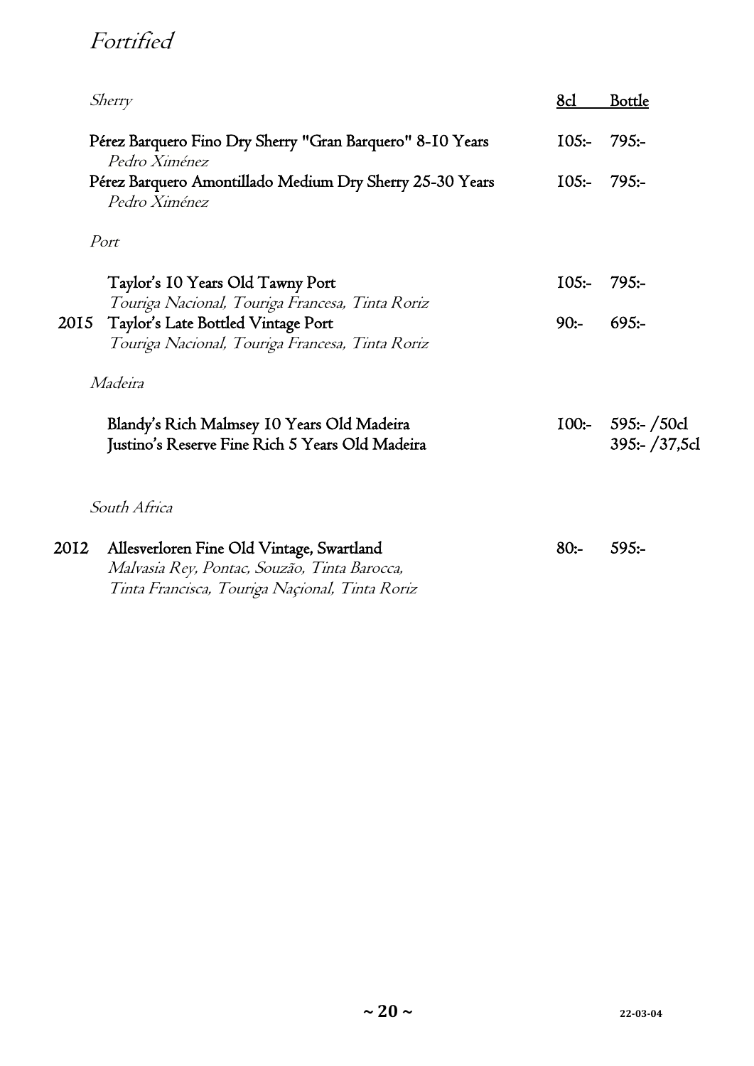# Fortified

| | *Sherry* | 8cl | Bottle |
|---|---|---|---|
| | Pérez Barquero Fino Dry Sherry "Gran Barquero" 8-10 Years<br>*Pedro Ximénez* | 105:- | 795:- |
| | Pérez Barquero Amontillado Medium Dry Sherry 25-30 Years<br>*Pedro Ximénez* | 105:- | 795:- |
| | *Port* | | |
| | Taylor's 10 Years Old Tawny Port<br>*Touriga Nacional, Touriga Francesa, Tinta Roriz* | 105:- | 795:- |
| 2015 | Taylor's Late Bottled Vintage Port<br>*Touriga Nacional, Touriga Francesa, Tinta Roriz* | 90:- | 695:- |
| | *Madeira* | | |
| | Blandy's Rich Malmsey 10 Years Old Madeira | 100:- | 595:- /50cl |
| | Justino's Reserve Fine Rich 5 Years Old Madeira | | 395:- /37,5cl |
| | *South Africa* | | |
| 2012 | Allesverloren Fine Old Vintage, Swartland<br>*Malvasia Rey, Pontac, Souzão, Tinta Barocca, Tinta Francisca, Touriga Naçional, Tinta Roriz* | 80:- | 595:- |

22-03-04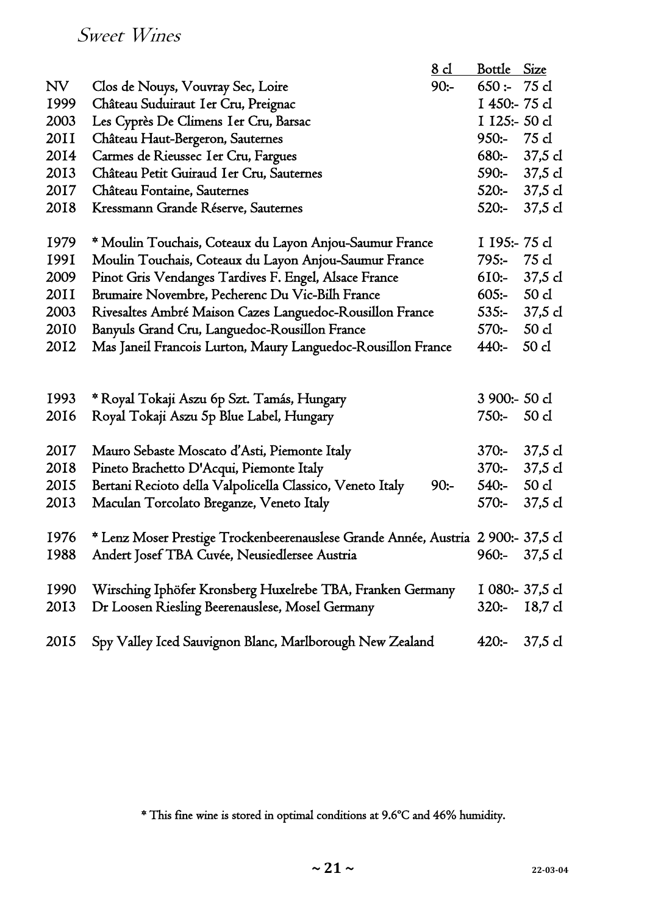# *Sweet Wines*

| | | 8 cl | Bottle | Size |
|---|---|---|---|---|
| NV | Clos de Nouys, Vouvray Sec, Loire | 90:- | 650 :- | 75 cl |
| 1999 | Château Suduiraut 1er Cru, Preignac | | 1 450:- | 75 cl |
| 2003 | Les Cyprès De Climens 1er Cru, Barsac | | 1 125:- | 50 cl |
| 2011 | Château Haut-Bergeron, Sauternes | | 950:- | 75 cl |
| 2014 | Carmes de Rieussec 1er Cru, Fargues | | 680:- | 37,5 cl |
| 2013 | Château Petit Guiraud 1er Cru, Sauternes | | 590:- | 37,5 cl |
| 2017 | Château Fontaine, Sauternes | | 520:- | 37,5 cl |
| 2018 | Kressmann Grande Réserve, Sauternes | | 520:- | 37,5 cl |
| | | | | |
| 1979 | * Moulin Touchais, Coteaux du Layon Anjou-Saumur France | | 1 195:- | 75 cl |
| 1991 | Moulin Touchais, Coteaux du Layon Anjou-Saumur France | | 795:- | 75 cl |
| 2009 | Pinot Gris Vendanges Tardives F. Engel, Alsace France | | 610:- | 37,5 cl |
| 2011 | Brumaire Novembre, Pecherenc Du Vic-Bilh France | | 605:- | 50 cl |
| 2003 | Rivesaltes Ambré Maison Cazes Languedoc-Rousillon France | | 535:- | 37,5 cl |
| 2010 | Banyuls Grand Cru, Languedoc-Rousillon France | | 570:- | 50 cl |
| 2012 | Mas Janeil Francois Lurton, Maury Languedoc-Rousillon France | | 440:- | 50 cl |
| | | | | |
| 1993 | * Royal Tokaji Aszu 6p Szt. Tamás, Hungary | | 3 900:- | 50 cl |
| 2016 | Royal Tokaji Aszu 5p Blue Label, Hungary | | 750:- | 50 cl |
| | | | | |
| 2017 | Mauro Sebaste Moscato d'Asti, Piemonte Italy | | 370:- | 37,5 cl |
| 2018 | Pineto Brachetto D'Acqui, Piemonte Italy | | 370:- | 37,5 cl |
| 2015 | Bertani Recioto della Valpolicella Classico, Veneto Italy | 90:- | 540:- | 50 cl |
| 2013 | Maculan Torcolato Breganze, Veneto Italy | | 570:- | 37,5 cl |
| | | | | |
| 1976 | * Lenz Moser Prestige Trockenbeerenauslese Grande Année, Austria | | 2 900:- | 37,5 cl |
| 1988 | Andert Josef TBA Cuvée, Neusiedlersee Austria | | 960:- | 37,5 cl |
| | | | | |
| 1990 | Wirsching Iphöfer Kronsberg Huxelrebe TBA, Franken Germany | | 1 080:- | 37,5 cl |
| 2013 | Dr Loosen Riesling Beerenauslese, Mosel Germany | | 320:- | 18,7 cl |
| | | | | |
| 2015 | Spy Valley Iced Sauvignon Blanc, Marlborough New Zealand | | 420:- | 37,5 cl |

* This fine wine is stored in optimal conditions at 9.6°C and 46% humidity.

22-03-04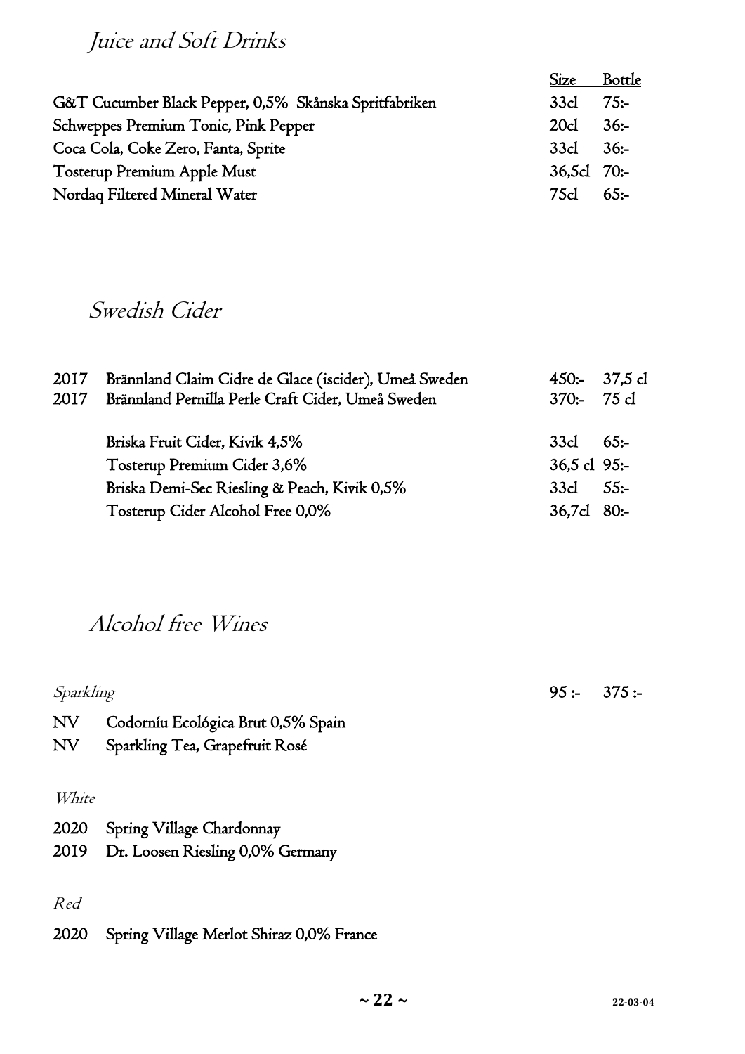# *Juice and Soft Drinks*

| | Size | Bottle |
|---|---|---|
| G&T Cucumber Black Pepper, 0,5% Skånska Spritfabriken | 33cl | 75:- |
| Schweppes Premium Tonic, Pink Pepper | 20cl | 36:- |
| Coca Cola, Coke Zero, Fanta, Sprite | 33cl | 36:- |
| Tosterup Premium Apple Must | 36,5cl | 70:- |
| Nordaq Filtered Mineral Water | 75cl | 65:- |

# *Swedish Cider*

| | | | |
|---|---|---|---|
| 2017 | Brännland Claim Cidre de Glace (iscider), Umeå Sweden | 450:- | 37,5 cl |
| 2017 | Brännland Pernilla Perle Craft Cider, Umeå Sweden | 370:- | 75 cl |
| | Briska Fruit Cider, Kivik 4,5% | 33cl | 65:- |
| | Tosterup Premium Cider 3,6% | 36,5 cl | 95:- |
| | Briska Demi-Sec Riesling & Peach, Kivik 0,5% | 33cl | 55:- |
| | Tosterup Cider Alcohol Free 0,0% | 36,7cl | 80:- |

# *Alcohol free Wines*

*Sparkling* 95 :- 375 :-

NV Codorníu Ecológica Brut 0,5% Spain
NV Sparkling Tea, Grapefruit Rosé

*White*

2020 Spring Village Chardonnay
2019 Dr. Loosen Riesling 0,0% Germany

*Red*

2020 Spring Village Merlot Shiraz 0,0% France

22-03-04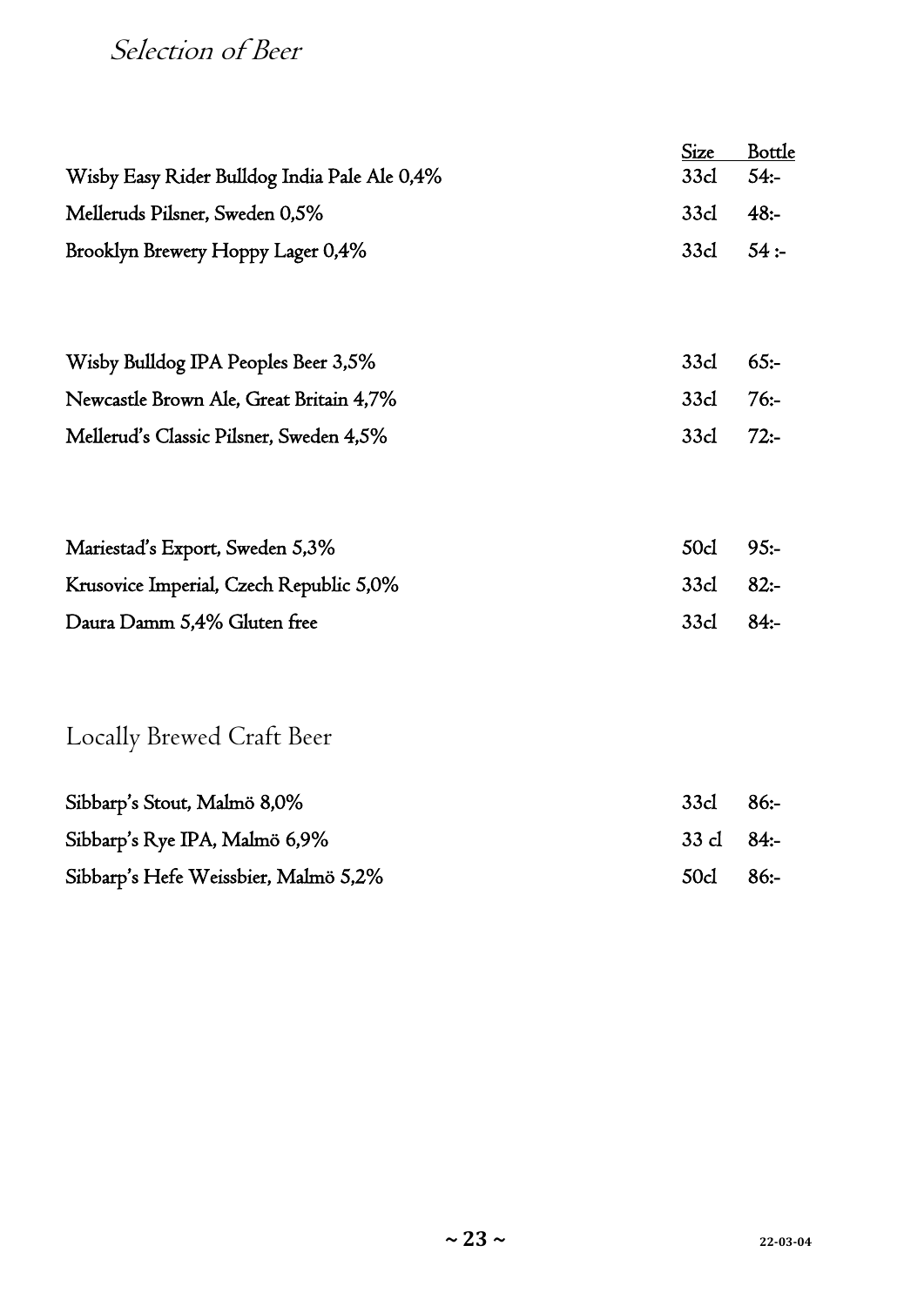# Selection of Beer

| | Size | Bottle |
|---|---|---|
| Wisby Easy Rider Bulldog India Pale Ale 0,4% | 33cl | 54:- |
| Melleruds Pilsner, Sweden 0,5% | 33cl | 48:- |
| Brooklyn Brewery Hoppy Lager 0,4% | 33cl | 54 :- |
| | | |
| Wisby Bulldog IPA Peoples Beer 3,5% | 33cl | 65:- |
| Newcastle Brown Ale, Great Britain 4,7% | 33cl | 76:- |
| Mellerud's Classic Pilsner, Sweden 4,5% | 33cl | 72:- |
| | | |
| Mariestad's Export, Sweden 5,3% | 50cl | 95:- |
| Krusovice Imperial, Czech Republic 5,0% | 33cl | 82:- |
| Daura Damm 5,4% Gluten free | 33cl | 84:- |

## Locally Brewed Craft Beer

| | | |
|---|---|---|
| Sibbarp's Stout, Malmö 8,0% | 33cl | 86:- |
| Sibbarp's Rye IPA, Malmö 6,9% | 33 cl | 84:- |
| Sibbarp's Hefe Weissbier, Malmö 5,2% | 50cl | 86:- |

22-03-04